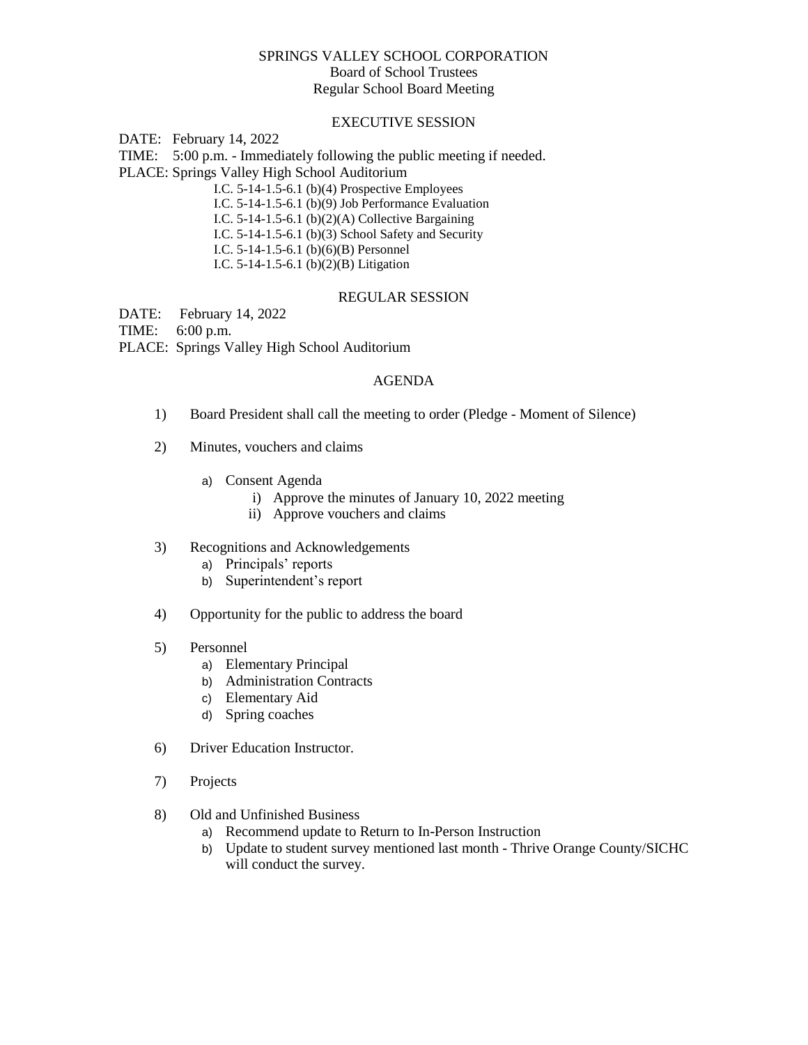# SPRINGS VALLEY SCHOOL CORPORATION
## Board of School Trustees
## Regular School Board Meeting

### EXECUTIVE SESSION

DATE: February 14, 2022

TIME: 5:00 p.m. - Immediately following the public meeting if needed.

PLACE: Springs Valley High School Auditorium

I.C. 5-14-1.5-6.1 (b)(4) Prospective Employees
I.C. 5-14-1.5-6.1 (b)(9) Job Performance Evaluation
I.C. 5-14-1.5-6.1 (b)(2)(A) Collective Bargaining
I.C. 5-14-1.5-6.1 (b)(3) School Safety and Security
I.C. 5-14-1.5-6.1 (b)(6)(B) Personnel
I.C. 5-14-1.5-6.1 (b)(2)(B) Litigation

### REGULAR SESSION

DATE: February 14, 2022

TIME: 6:00 p.m.

PLACE: Springs Valley High School Auditorium

### AGENDA

1) Board President shall call the meeting to order (Pledge - Moment of Silence)

2) Minutes, vouchers and claims
   a) Consent Agenda
      i) Approve the minutes of January 10, 2022 meeting
      ii) Approve vouchers and claims

3) Recognitions and Acknowledgements
   a) Principals' reports
   b) Superintendent's report

4) Opportunity for the public to address the board

5) Personnel
   a) Elementary Principal
   b) Administration Contracts
   c) Elementary Aid
   d) Spring coaches

6) Driver Education Instructor.

7) Projects

8) Old and Unfinished Business
   a) Recommend update to Return to In-Person Instruction
   b) Update to student survey mentioned last month - Thrive Orange County/SICHC will conduct the survey.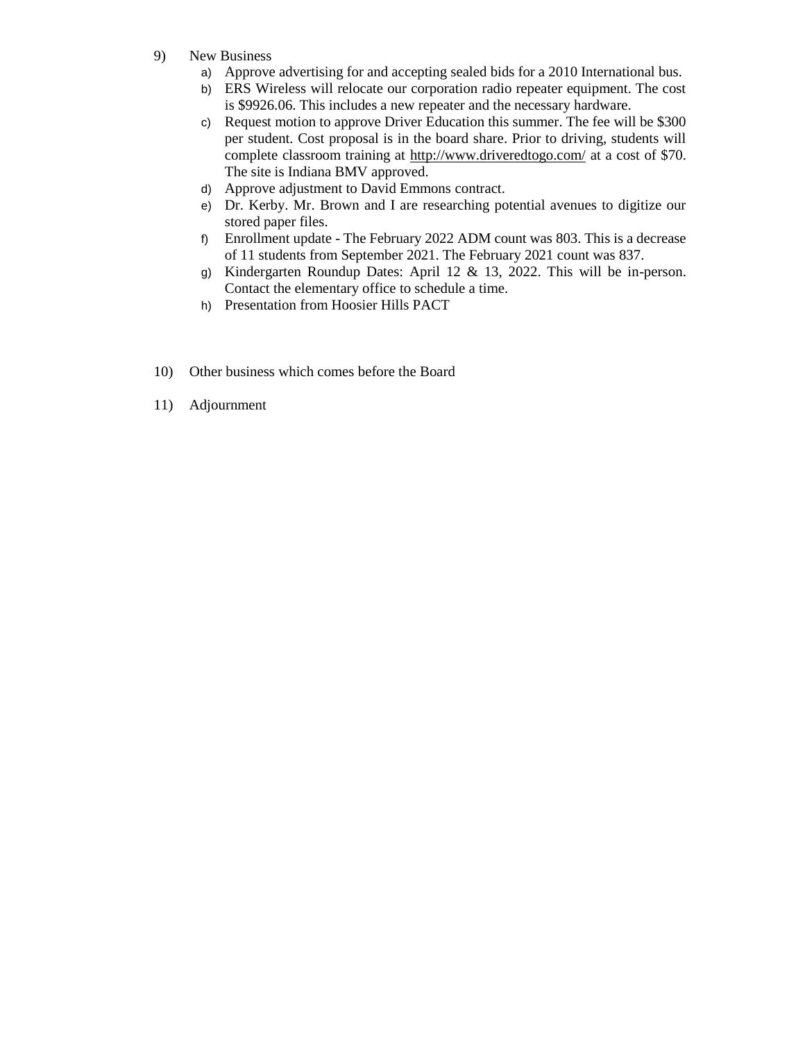9) New Business
   a) Approve advertising for and accepting sealed bids for a 2010 International bus.
   b) ERS Wireless will relocate our corporation radio repeater equipment. The cost is $9926.06. This includes a new repeater and the necessary hardware.
   c) Request motion to approve Driver Education this summer. The fee will be $300 per student. Cost proposal is in the board share. Prior to driving, students will complete classroom training at http://www.driveredtogo.com/ at a cost of $70. The site is Indiana BMV approved.
   d) Approve adjustment to David Emmons contract.
   e) Dr. Kerby. Mr. Brown and I are researching potential avenues to digitize our stored paper files.
   f) Enrollment update - The February 2022 ADM count was 803. This is a decrease of 11 students from September 2021. The February 2021 count was 837.
   g) Kindergarten Roundup Dates: April 12 & 13, 2022. This will be in-person. Contact the elementary office to schedule a time.
   h) Presentation from Hoosier Hills PACT

10) Other business which comes before the Board

11) Adjournment